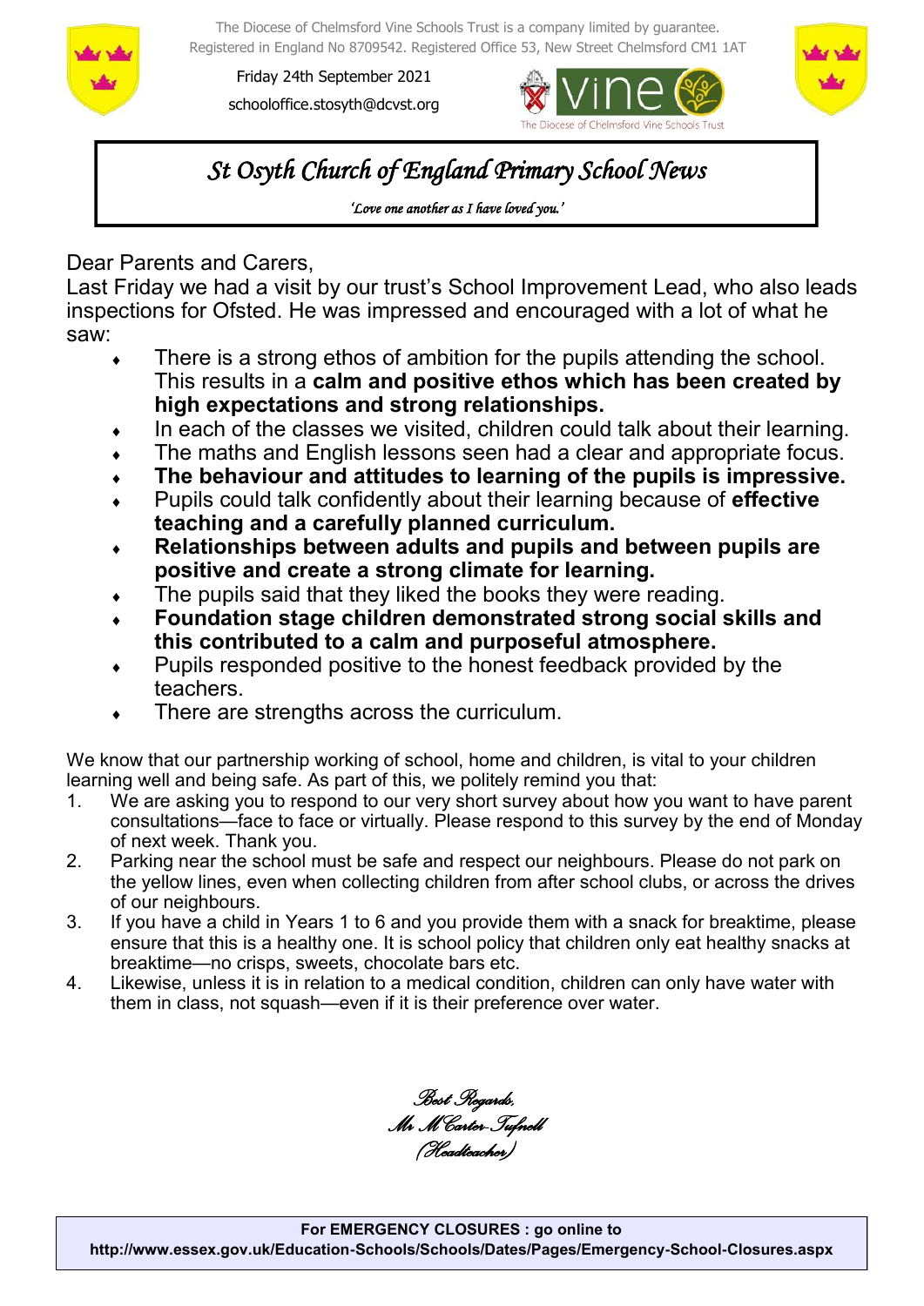The Diocese of Chelmsford Vine Schools Trust is a company limited by guarantee.
Registered in England No 8709542. Registered Office 53, New Street Chelmsford CM1 1AT

Friday 24th September 2021

schooloffice.stosyth@dcvst.org

# *St Osyth Church of England Primary School News*

*'Love one another as I have loved you.'*

Dear Parents and Carers,

Last Friday we had a visit by our trust's School Improvement Lead, who also leads inspections for Ofsted. He was impressed and encouraged with a lot of what he saw:

- There is a strong ethos of ambition for the pupils attending the school. This results in a **calm and positive ethos which has been created by high expectations and strong relationships.**
- In each of the classes we visited, children could talk about their learning.
- The maths and English lessons seen had a clear and appropriate focus.
- **The behaviour and attitudes to learning of the pupils is impressive.**
- Pupils could talk confidently about their learning because of **effective teaching and a carefully planned curriculum.**
- **Relationships between adults and pupils and between pupils are positive and create a strong climate for learning.**
- The pupils said that they liked the books they were reading.
- **Foundation stage children demonstrated strong social skills and this contributed to a calm and purposeful atmosphere.**
- Pupils responded positive to the honest feedback provided by the teachers.
- There are strengths across the curriculum.

We know that our partnership working of school, home and children, is vital to your children learning well and being safe. As part of this, we politely remind you that:

1. We are asking you to respond to our very short survey about how you want to have parent consultations—face to face or virtually. Please respond to this survey by the end of Monday of next week. Thank you.
2. Parking near the school must be safe and respect our neighbours. Please do not park on the yellow lines, even when collecting children from after school clubs, or across the drives of our neighbours.
3. If you have a child in Years 1 to 6 and you provide them with a snack for breaktime, please ensure that this is a healthy one. It is school policy that children only eat healthy snacks at breaktime—no crisps, sweets, chocolate bars etc.
4. Likewise, unless it is in relation to a medical condition, children can only have water with them in class, not squash—even if it is their preference over water.

*Best Regards,*
*Mr M Carter-Tufnell*
*(Headteacher)*

**For EMERGENCY CLOSURES : go online to**
**http://www.essex.gov.uk/Education-Schools/Schools/Dates/Pages/Emergency-School-Closures.aspx**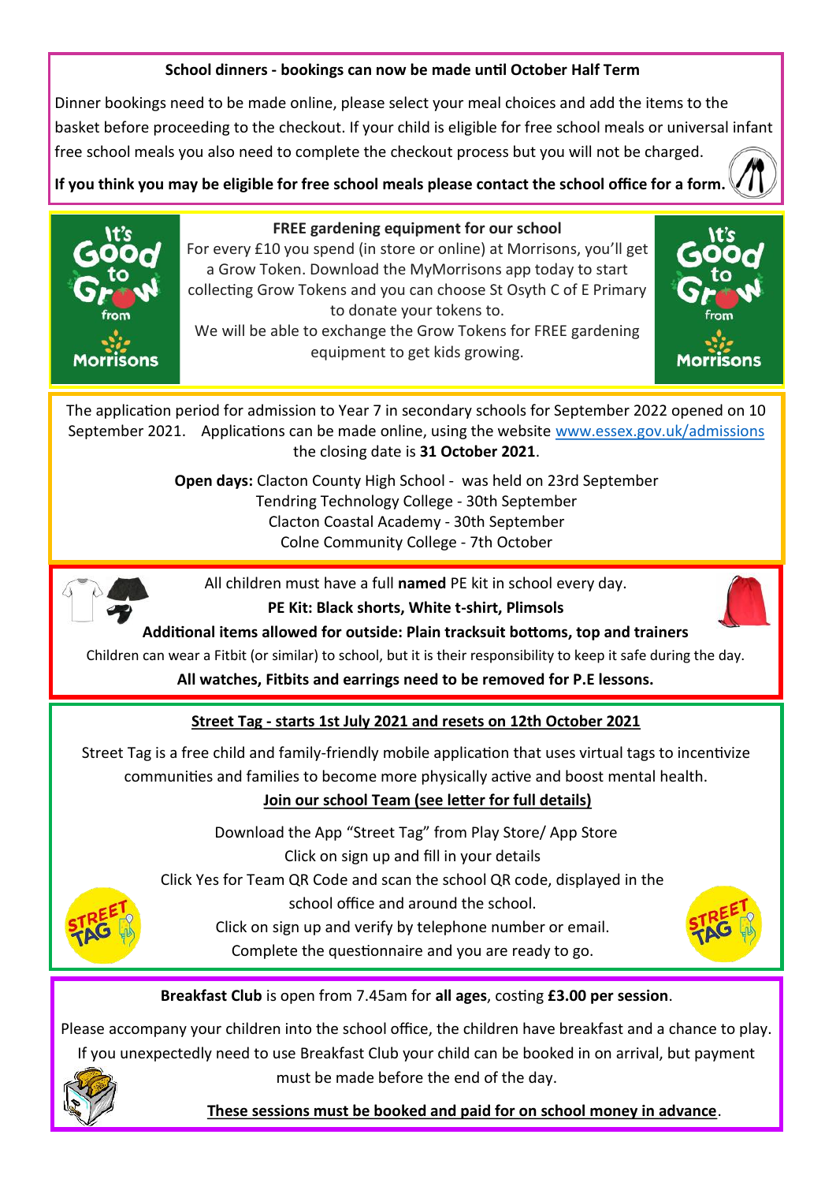**School dinners - bookings can now be made until October Half Term**

Dinner bookings need to be made online, please select your meal choices and add the items to the basket before proceeding to the checkout. If your child is eligible for free school meals or universal infant free school meals you also need to complete the checkout process but you will not be charged.

**If you think you may be eligible for free school meals please contact the school office for a form.**

**FREE gardening equipment for our school**

For every £10 you spend (in store or online) at Morrisons, you'll get a Grow Token. Download the MyMorrisons app today to start collecting Grow Tokens and you can choose St Osyth C of E Primary to donate your tokens to.

We will be able to exchange the Grow Tokens for FREE gardening equipment to get kids growing.

The application period for admission to Year 7 in secondary schools for September 2022 opened on 10 September 2021. Applications can be made online, using the website www.essex.gov.uk/admissions the closing date is **31 October 2021**.

**Open days:** Clacton County High School - was held on 23rd September
Tendring Technology College - 30th September
Clacton Coastal Academy - 30th September
Colne Community College - 7th October

All children must have a full **named** PE kit in school every day.

**PE Kit: Black shorts, White t-shirt, Plimsols**

**Additional items allowed for outside: Plain tracksuit bottoms, top and trainers**

Children can wear a Fitbit (or similar) to school, but it is their responsibility to keep it safe during the day.

**All watches, Fitbits and earrings need to be removed for P.E lessons.**

**Street Tag - starts 1st July 2021 and resets on 12th October 2021**

Street Tag is a free child and family-friendly mobile application that uses virtual tags to incentivize communities and families to become more physically active and boost mental health.

**Join our school Team (see letter for full details)**

Download the App "Street Tag" from Play Store/ App Store
Click on sign up and fill in your details
Click Yes for Team QR Code and scan the school QR code, displayed in the school office and around the school.
Click on sign up and verify by telephone number or email.
Complete the questionnaire and you are ready to go.

**Breakfast Club** is open from 7.45am for **all ages**, costing **£3.00 per session**.

Please accompany your children into the school office, the children have breakfast and a chance to play. If you unexpectedly need to use Breakfast Club your child can be booked in on arrival, but payment must be made before the end of the day.

**These sessions must be booked and paid for on school money in advance**.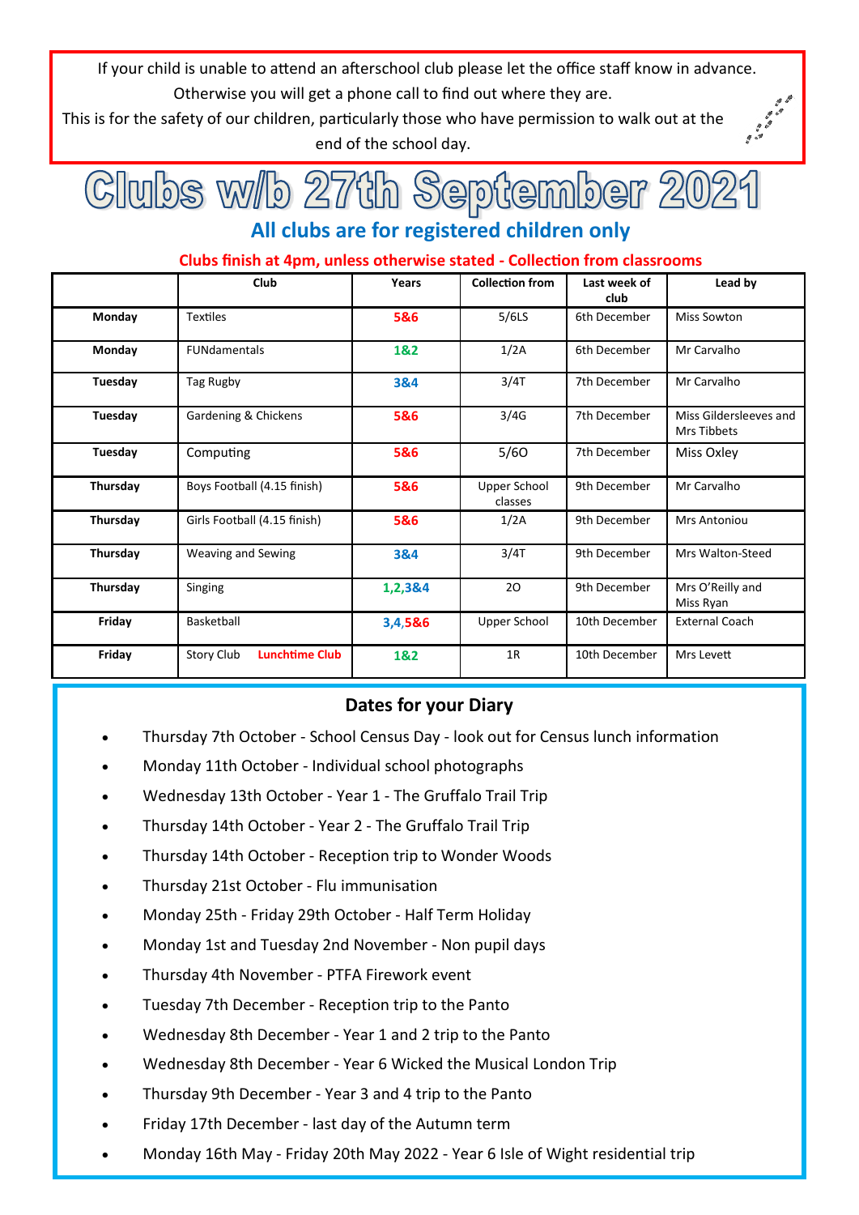If your child is unable to attend an afterschool club please let the office staff know in advance. Otherwise you will get a phone call to find out where they are.

This is for the safety of our children, particularly those who have permission to walk out at the end of the school day.

# Clubs w/b 27th September 2021

## All clubs are for registered children only

**Clubs finish at 4pm, unless otherwise stated - Collection from classrooms**

| | Club | Years | Collection from | Last week of club | Lead by |
|---|---|---|---|---|---|
| **Monday** | Textiles | **5&6** | 5/6LS | 6th December | Miss Sowton |
| **Monday** | FUNdamentals | **1&2** | 1/2A | 6th December | Mr Carvalho |
| **Tuesday** | Tag Rugby | **3&4** | 3/4T | 7th December | Mr Carvalho |
| **Tuesday** | Gardening & Chickens | **5&6** | 3/4G | 7th December | Miss Gildersleeves and Mrs Tibbets |
| **Tuesday** | Computing | **5&6** | 5/6O | 7th December | Miss Oxley |
| **Thursday** | Boys Football (4.15 finish) | **5&6** | Upper School classes | 9th December | Mr Carvalho |
| **Thursday** | Girls Football (4.15 finish) | **5&6** | 1/2A | 9th December | Mrs Antoniou |
| **Thursday** | Weaving and Sewing | **3&4** | 3/4T | 9th December | Mrs Walton-Steed |
| **Thursday** | Singing | **1,2,3&4** | 2O | 9th December | Mrs O'Reilly and Miss Ryan |
| **Friday** | Basketball | **3,4,5&6** | Upper School | 10th December | External Coach |
| **Friday** | Story Club **Lunchtime Club** | **1&2** | 1R | 10th December | Mrs Levett |

### Dates for your Diary

- Thursday 7th October - School Census Day - look out for Census lunch information
- Monday 11th October - Individual school photographs
- Wednesday 13th October - Year 1 - The Gruffalo Trail Trip
- Thursday 14th October - Year 2 - The Gruffalo Trail Trip
- Thursday 14th October - Reception trip to Wonder Woods
- Thursday 21st October - Flu immunisation
- Monday 25th - Friday 29th October - Half Term Holiday
- Monday 1st and Tuesday 2nd November - Non pupil days
- Thursday 4th November - PTFA Firework event
- Tuesday 7th December - Reception trip to the Panto
- Wednesday 8th December - Year 1 and 2 trip to the Panto
- Wednesday 8th December - Year 6 Wicked the Musical London Trip
- Thursday 9th December - Year 3 and 4 trip to the Panto
- Friday 17th December - last day of the Autumn term
- Monday 16th May - Friday 20th May 2022 - Year 6 Isle of Wight residential trip